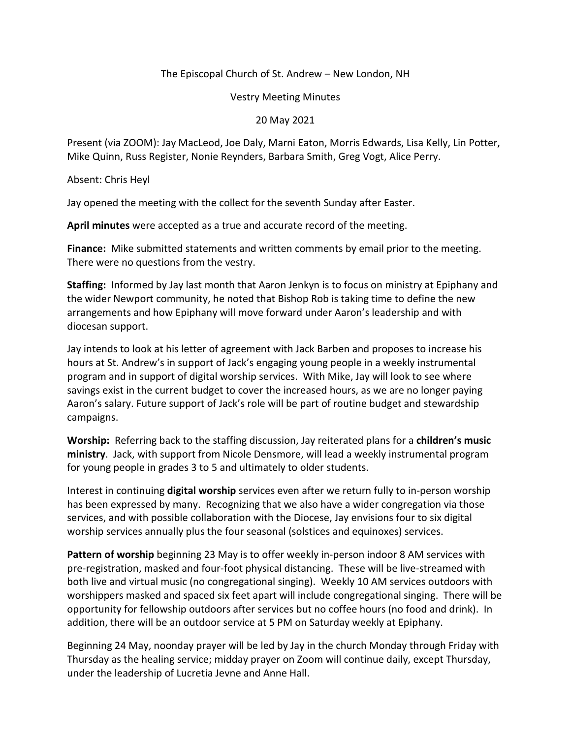The Episcopal Church of St. Andrew – New London, NH

Vestry Meeting Minutes

20 May 2021

Present (via ZOOM): Jay MacLeod, Joe Daly, Marni Eaton, Morris Edwards, Lisa Kelly, Lin Potter, Mike Quinn, Russ Register, Nonie Reynders, Barbara Smith, Greg Vogt, Alice Perry.

Absent: Chris Heyl

Jay opened the meeting with the collect for the seventh Sunday after Easter.

**April minutes** were accepted as a true and accurate record of the meeting.

**Finance:** Mike submitted statements and written comments by email prior to the meeting. There were no questions from the vestry.

**Staffing:** Informed by Jay last month that Aaron Jenkyn is to focus on ministry at Epiphany and the wider Newport community, he noted that Bishop Rob is taking time to define the new arrangements and how Epiphany will move forward under Aaron's leadership and with diocesan support.

Jay intends to look at his letter of agreement with Jack Barben and proposes to increase his hours at St. Andrew's in support of Jack's engaging young people in a weekly instrumental program and in support of digital worship services. With Mike, Jay will look to see where savings exist in the current budget to cover the increased hours, as we are no longer paying Aaron's salary. Future support of Jack's role will be part of routine budget and stewardship campaigns.

**Worship:** Referring back to the staffing discussion, Jay reiterated plans for a **children's music ministry**. Jack, with support from Nicole Densmore, will lead a weekly instrumental program for young people in grades 3 to 5 and ultimately to older students.

Interest in continuing **digital worship** services even after we return fully to in-person worship has been expressed by many. Recognizing that we also have a wider congregation via those services, and with possible collaboration with the Diocese, Jay envisions four to six digital worship services annually plus the four seasonal (solstices and equinoxes) services.

**Pattern of worship** beginning 23 May is to offer weekly in-person indoor 8 AM services with pre-registration, masked and four-foot physical distancing. These will be live-streamed with both live and virtual music (no congregational singing). Weekly 10 AM services outdoors with worshippers masked and spaced six feet apart will include congregational singing. There will be opportunity for fellowship outdoors after services but no coffee hours (no food and drink). In addition, there will be an outdoor service at 5 PM on Saturday weekly at Epiphany.

Beginning 24 May, noonday prayer will be led by Jay in the church Monday through Friday with Thursday as the healing service; midday prayer on Zoom will continue daily, except Thursday, under the leadership of Lucretia Jevne and Anne Hall.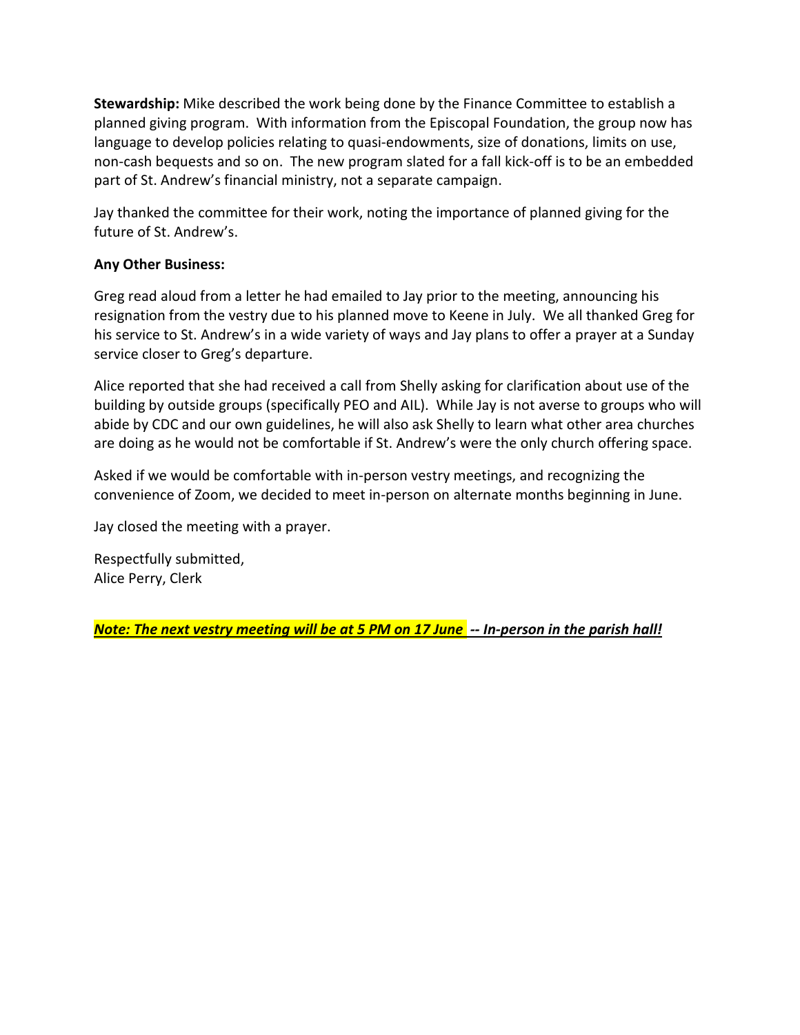**Stewardship:** Mike described the work being done by the Finance Committee to establish a planned giving program. With information from the Episcopal Foundation, the group now has language to develop policies relating to quasi-endowments, size of donations, limits on use, non-cash bequests and so on. The new program slated for a fall kick-off is to be an embedded part of St. Andrew's financial ministry, not a separate campaign.

Jay thanked the committee for their work, noting the importance of planned giving for the future of St. Andrew's.

**Any Other Business:**

Greg read aloud from a letter he had emailed to Jay prior to the meeting, announcing his resignation from the vestry due to his planned move to Keene in July. We all thanked Greg for his service to St. Andrew's in a wide variety of ways and Jay plans to offer a prayer at a Sunday service closer to Greg's departure.

Alice reported that she had received a call from Shelly asking for clarification about use of the building by outside groups (specifically PEO and AIL). While Jay is not averse to groups who will abide by CDC and our own guidelines, he will also ask Shelly to learn what other area churches are doing as he would not be comfortable if St. Andrew's were the only church offering space.

Asked if we would be comfortable with in-person vestry meetings, and recognizing the convenience of Zoom, we decided to meet in-person on alternate months beginning in June.

Jay closed the meeting with a prayer.

Respectfully submitted,
Alice Perry, Clerk

***Note: The next vestry meeting will be at 5 PM on 17 June -- In-person in the parish hall!***